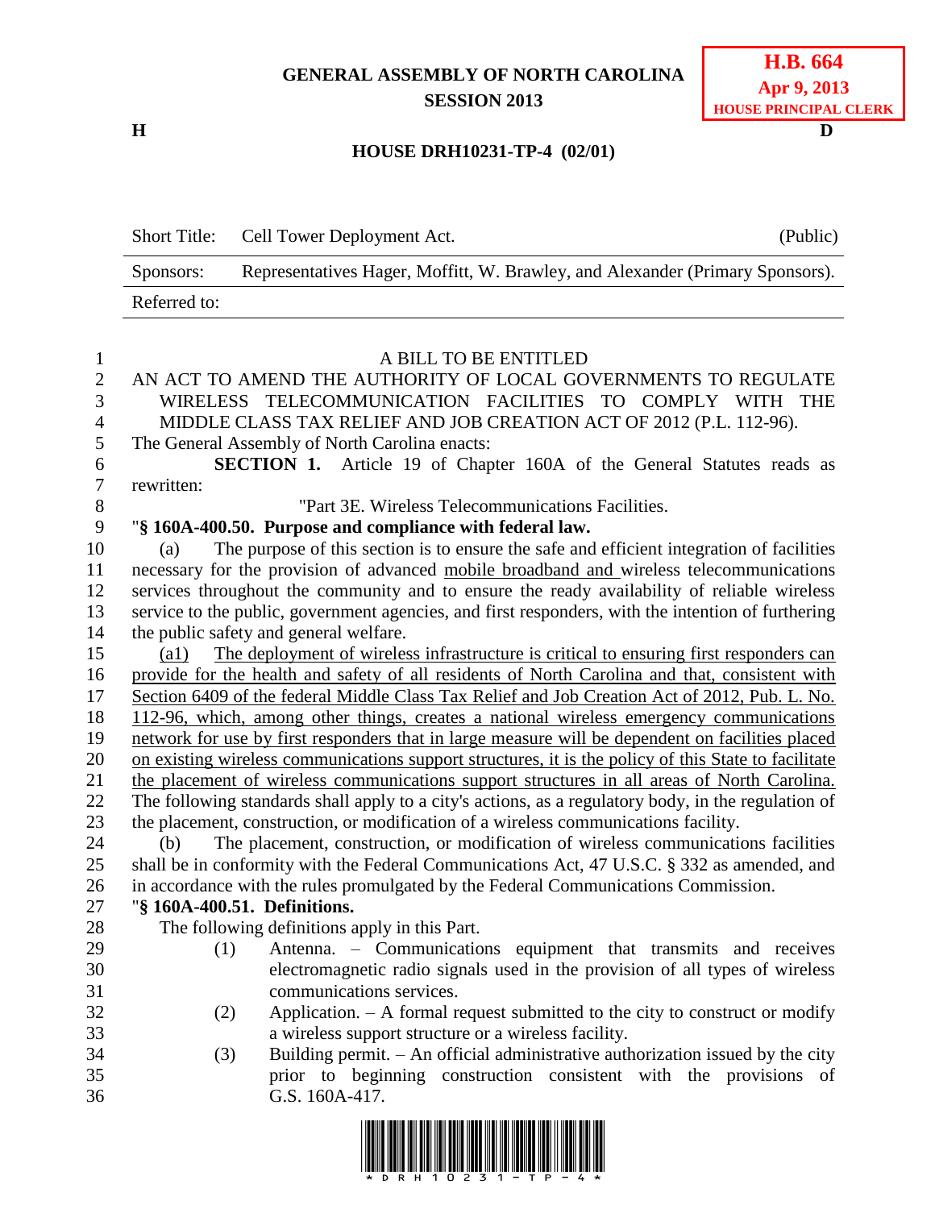**GENERAL ASSEMBLY OF NORTH CAROLINA**
**SESSION 2013**

**H.B. 664**
**Apr 9, 2013**
**HOUSE PRINCIPAL CLERK**

H D

**HOUSE DRH10231-TP-4 (02/01)**

| Short Title: | Cell Tower Deployment Act. | (Public) |
|---|---|---|
| Sponsors: | Representatives Hager, Moffitt, W. Brawley, and Alexander (Primary Sponsors). | |
| Referred to: | | |

A BILL TO BE ENTITLED

AN ACT TO AMEND THE AUTHORITY OF LOCAL GOVERNMENTS TO REGULATE WIRELESS TELECOMMUNICATION FACILITIES TO COMPLY WITH THE MIDDLE CLASS TAX RELIEF AND JOB CREATION ACT OF 2012 (P.L. 112-96).

The General Assembly of North Carolina enacts:

**SECTION 1.** Article 19 of Chapter 160A of the General Statutes reads as rewritten:

"Part 3E. Wireless Telecommunications Facilities.

"**§ 160A-400.50. Purpose and compliance with federal law.**

(a) The purpose of this section is to ensure the safe and efficient integration of facilities necessary for the provision of advanced mobile broadband and wireless telecommunications services throughout the community and to ensure the ready availability of reliable wireless service to the public, government agencies, and first responders, with the intention of furthering the public safety and general welfare.

(a1) The deployment of wireless infrastructure is critical to ensuring first responders can provide for the health and safety of all residents of North Carolina and that, consistent with Section 6409 of the federal Middle Class Tax Relief and Job Creation Act of 2012, Pub. L. No. 112-96, which, among other things, creates a national wireless emergency communications network for use by first responders that in large measure will be dependent on facilities placed on existing wireless communications support structures, it is the policy of this State to facilitate the placement of wireless communications support structures in all areas of North Carolina. The following standards shall apply to a city's actions, as a regulatory body, in the regulation of the placement, construction, or modification of a wireless communications facility.

(b) The placement, construction, or modification of wireless communications facilities shall be in conformity with the Federal Communications Act, 47 U.S.C. § 332 as amended, and in accordance with the rules promulgated by the Federal Communications Commission.

"**§ 160A-400.51. Definitions.**

The following definitions apply in this Part.

(1) Antenna. – Communications equipment that transmits and receives electromagnetic radio signals used in the provision of all types of wireless communications services.

(2) Application. – A formal request submitted to the city to construct or modify a wireless support structure or a wireless facility.

(3) Building permit. – An official administrative authorization issued by the city prior to beginning construction consistent with the provisions of G.S. 160A-417.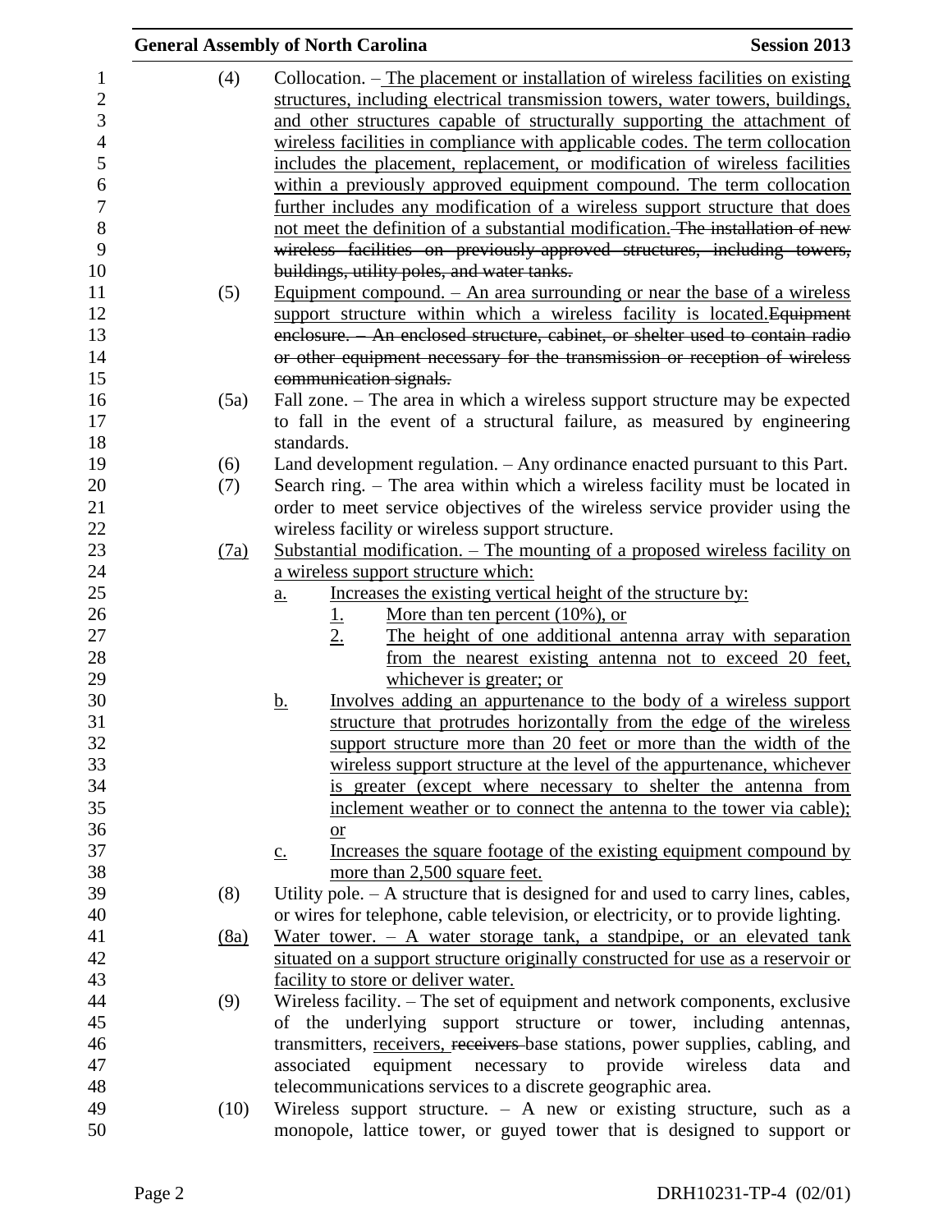(4) Collocation. – The placement or installation of wireless facilities on existing structures, including electrical transmission towers, water towers, buildings, and other structures capable of structurally supporting the attachment of wireless facilities in compliance with applicable codes. The term collocation includes the placement, replacement, or modification of wireless facilities within a previously approved equipment compound. The term collocation further includes any modification of a wireless support structure that does not meet the definition of a substantial modification. ~~The installation of new wireless facilities on previously-approved structures, including towers, buildings, utility poles, and water tanks.~~

(5) Equipment compound. – An area surrounding or near the base of a wireless support structure within which a wireless facility is located. ~~Equipment enclosure. – An enclosed structure, cabinet, or shelter used to contain radio or other equipment necessary for the transmission or reception of wireless communication signals.~~

(5a) Fall zone. – The area in which a wireless support structure may be expected to fall in the event of a structural failure, as measured by engineering standards.

(6) Land development regulation. – Any ordinance enacted pursuant to this Part.

(7) Search ring. – The area within which a wireless facility must be located in order to meet service objectives of the wireless service provider using the wireless facility or wireless support structure.

(7a) Substantial modification. – The mounting of a proposed wireless facility on a wireless support structure which:

- a. Increases the existing vertical height of the structure by:
  - 1. More than ten percent (10%), or
  - 2. The height of one additional antenna array with separation from the nearest existing antenna not to exceed 20 feet, whichever is greater; or
- b. Involves adding an appurtenance to the body of a wireless support structure that protrudes horizontally from the edge of the wireless support structure more than 20 feet or more than the width of the wireless support structure at the level of the appurtenance, whichever is greater (except where necessary to shelter the antenna from inclement weather or to connect the antenna to the tower via cable); or
- c. Increases the square footage of the existing equipment compound by more than 2,500 square feet.

(8) Utility pole. – A structure that is designed for and used to carry lines, cables, or wires for telephone, cable television, or electricity, or to provide lighting.

(8a) Water tower. – A water storage tank, a standpipe, or an elevated tank situated on a support structure originally constructed for use as a reservoir or facility to store or deliver water.

(9) Wireless facility. – The set of equipment and network components, exclusive of the underlying support structure or tower, including antennas, transmitters, receivers, ~~receivers~~ base stations, power supplies, cabling, and associated equipment necessary to provide wireless data and telecommunications services to a discrete geographic area.

(10) Wireless support structure. – A new or existing structure, such as a monopole, lattice tower, or guyed tower that is designed to support or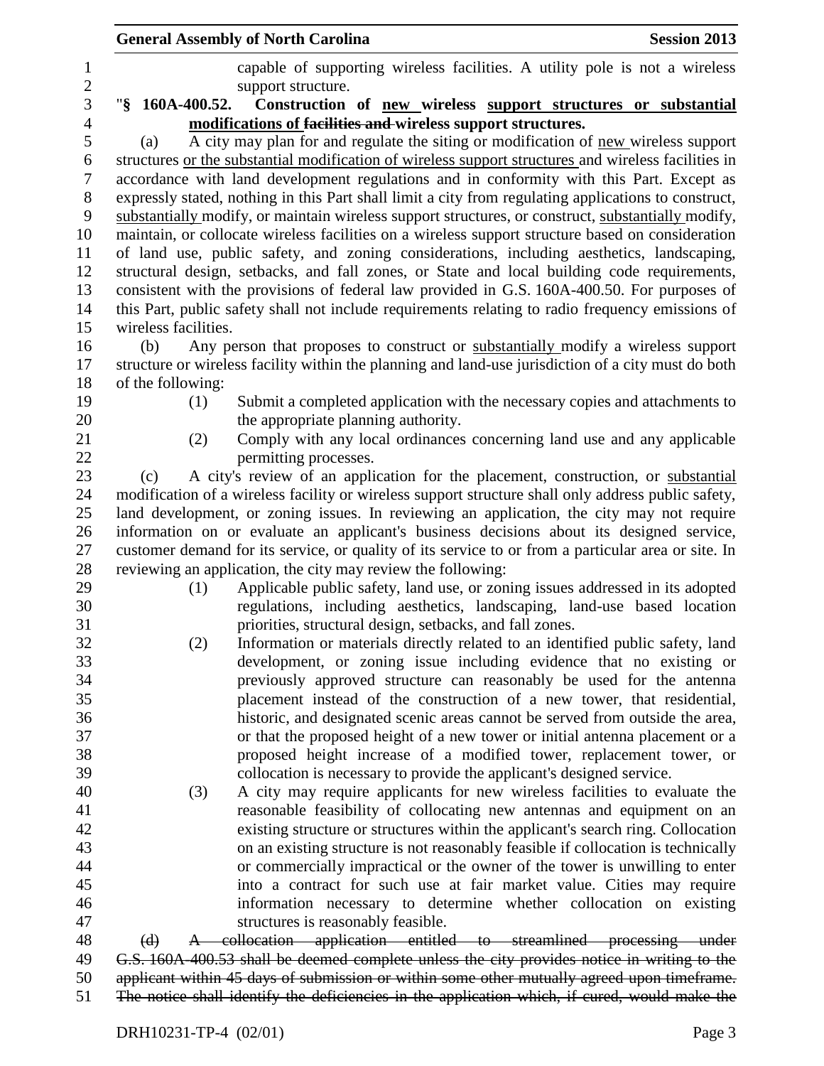capable of supporting wireless facilities. A utility pole is not a wireless support structure.

"**§ 160A-400.52. Construction of <u>new</u> wireless <u>support structures or substantial modifications of</u> ~~facilities and~~ wireless support structures.**

(a) A city may plan for and regulate the siting or modification of <u>new</u> wireless support structures <u>or the substantial modification of wireless support structures</u> and wireless facilities in accordance with land development regulations and in conformity with this Part. Except as expressly stated, nothing in this Part shall limit a city from regulating applications to construct, <u>substantially</u> modify, or maintain wireless support structures, or construct, <u>substantially</u> modify, maintain, or collocate wireless facilities on a wireless support structure based on consideration of land use, public safety, and zoning considerations, including aesthetics, landscaping, structural design, setbacks, and fall zones, or State and local building code requirements, consistent with the provisions of federal law provided in G.S. 160A-400.50. For purposes of this Part, public safety shall not include requirements relating to radio frequency emissions of wireless facilities.

(b) Any person that proposes to construct or <u>substantially</u> modify a wireless support structure or wireless facility within the planning and land-use jurisdiction of a city must do both of the following:

(1) Submit a completed application with the necessary copies and attachments to the appropriate planning authority.

(2) Comply with any local ordinances concerning land use and any applicable permitting processes.

(c) A city's review of an application for the placement, construction, or <u>substantial</u> modification of a wireless facility or wireless support structure shall only address public safety, land development, or zoning issues. In reviewing an application, the city may not require information on or evaluate an applicant's business decisions about its designed service, customer demand for its service, or quality of its service to or from a particular area or site. In reviewing an application, the city may review the following:

(1) Applicable public safety, land use, or zoning issues addressed in its adopted regulations, including aesthetics, landscaping, land-use based location priorities, structural design, setbacks, and fall zones.

(2) Information or materials directly related to an identified public safety, land development, or zoning issue including evidence that no existing or previously approved structure can reasonably be used for the antenna placement instead of the construction of a new tower, that residential, historic, and designated scenic areas cannot be served from outside the area, or that the proposed height of a new tower or initial antenna placement or a proposed height increase of a modified tower, replacement tower, or collocation is necessary to provide the applicant's designed service.

(3) A city may require applicants for new wireless facilities to evaluate the reasonable feasibility of collocating new antennas and equipment on an existing structure or structures within the applicant's search ring. Collocation on an existing structure is not reasonably feasible if collocation is technically or commercially impractical or the owner of the tower is unwilling to enter into a contract for such use at fair market value. Cities may require information necessary to determine whether collocation on existing structures is reasonably feasible.

~~(d) A collocation application entitled to streamlined processing under G.S. 160A-400.53 shall be deemed complete unless the city provides notice in writing to the applicant within 45 days of submission or within some other mutually agreed upon timeframe. The notice shall identify the deficiencies in the application which, if cured, would make the~~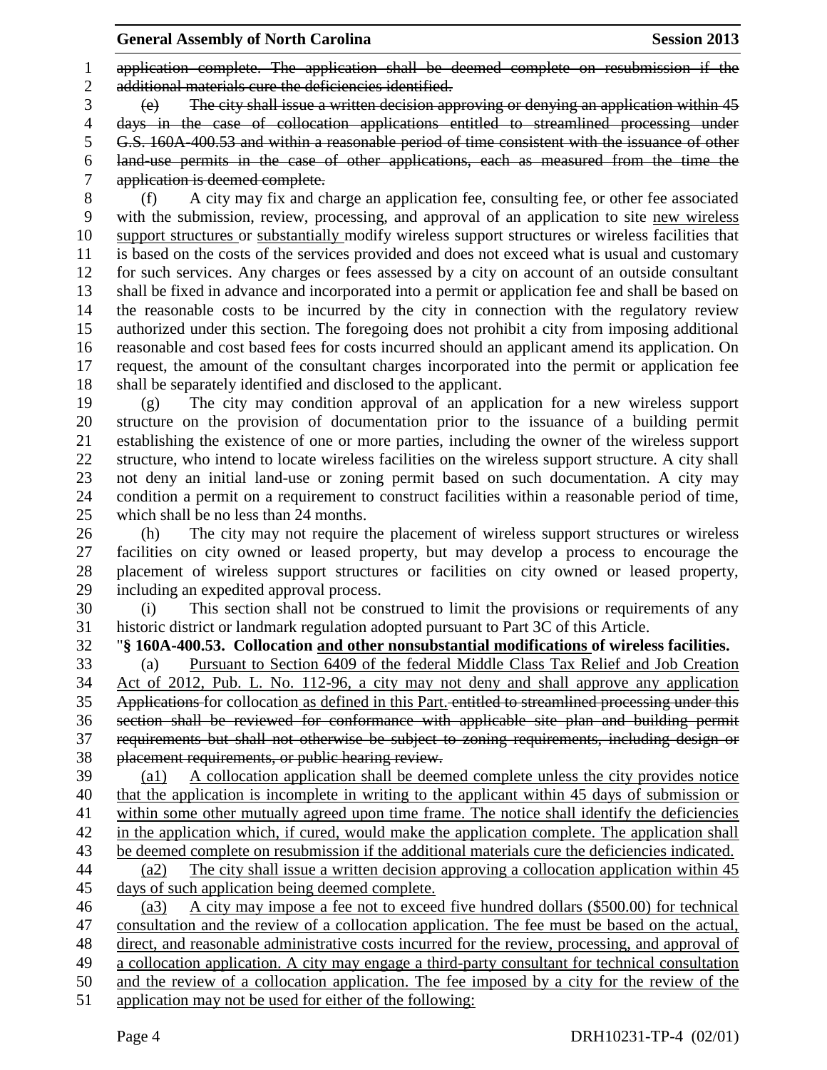~~application complete. The application shall be deemed complete on resubmission if the additional materials cure the deficiencies identified.~~

~~(e) The city shall issue a written decision approving or denying an application within 45 days in the case of collocation applications entitled to streamlined processing under G.S. 160A-400.53 and within a reasonable period of time consistent with the issuance of other land-use permits in the case of other applications, each as measured from the time the application is deemed complete.~~

(f) A city may fix and charge an application fee, consulting fee, or other fee associated with the submission, review, processing, and approval of an application to site <u>new wireless support structures</u> or <u>substantially</u> modify wireless support structures or wireless facilities that is based on the costs of the services provided and does not exceed what is usual and customary for such services. Any charges or fees assessed by a city on account of an outside consultant shall be fixed in advance and incorporated into a permit or application fee and shall be based on the reasonable costs to be incurred by the city in connection with the regulatory review authorized under this section. The foregoing does not prohibit a city from imposing additional reasonable and cost based fees for costs incurred should an applicant amend its application. On request, the amount of the consultant charges incorporated into the permit or application fee shall be separately identified and disclosed to the applicant.

(g) The city may condition approval of an application for a new wireless support structure on the provision of documentation prior to the issuance of a building permit establishing the existence of one or more parties, including the owner of the wireless support structure, who intend to locate wireless facilities on the wireless support structure. A city shall not deny an initial land-use or zoning permit based on such documentation. A city may condition a permit on a requirement to construct facilities within a reasonable period of time, which shall be no less than 24 months.

(h) The city may not require the placement of wireless support structures or wireless facilities on city owned or leased property, but may develop a process to encourage the placement of wireless support structures or facilities on city owned or leased property, including an expedited approval process.

(i) This section shall not be construed to limit the provisions or requirements of any historic district or landmark regulation adopted pursuant to Part 3C of this Article.

"**§ 160A-400.53. Collocation <u>and other nonsubstantial modifications</u> of wireless facilities.**

(a) <u>Pursuant to Section 6409 of the federal Middle Class Tax Relief and Job Creation Act of 2012, Pub. L. No. 112-96, a city may not deny and shall approve any application</u> ~~Applications~~ for collocation <u>as defined in this Part.</u> ~~entitled to streamlined processing under this section shall be reviewed for conformance with applicable site plan and building permit requirements but shall not otherwise be subject to zoning requirements, including design or placement requirements, or public hearing review.~~

<u>(a1) A collocation application shall be deemed complete unless the city provides notice that the application is incomplete in writing to the applicant within 45 days of submission or within some other mutually agreed upon time frame. The notice shall identify the deficiencies in the application which, if cured, would make the application complete. The application shall be deemed complete on resubmission if the additional materials cure the deficiencies indicated.</u>

<u>(a2) The city shall issue a written decision approving a collocation application within 45 days of such application being deemed complete.</u>

<u>(a3) A city may impose a fee not to exceed five hundred dollars ($500.00) for technical consultation and the review of a collocation application. The fee must be based on the actual, direct, and reasonable administrative costs incurred for the review, processing, and approval of a collocation application. A city may engage a third-party consultant for technical consultation and the review of a collocation application. The fee imposed by a city for the review of the application may not be used for either of the following:</u>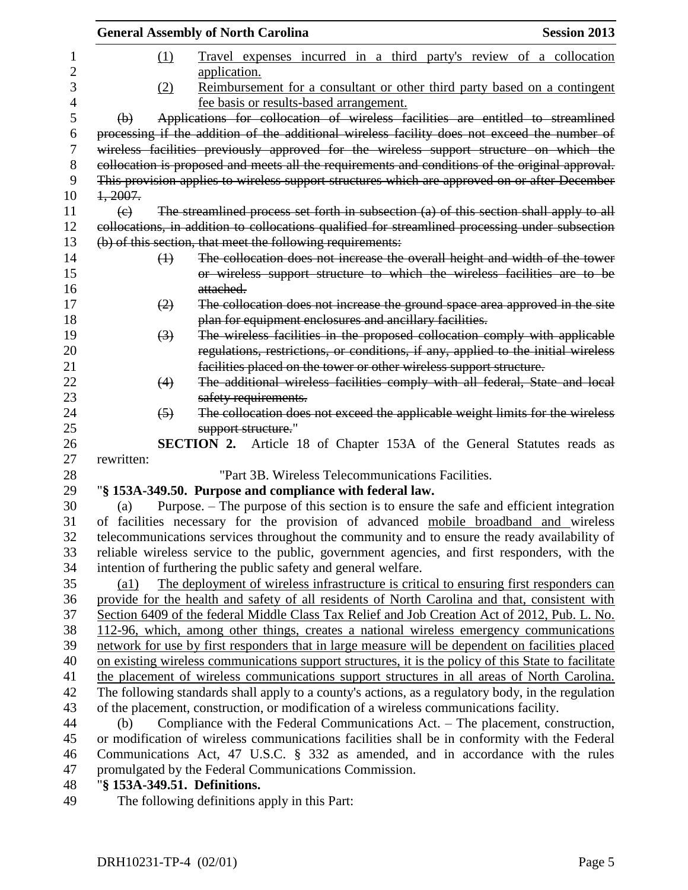(1) Travel expenses incurred in a third party's review of a collocation application.

(2) Reimbursement for a consultant or other third party based on a contingent fee basis or results-based arrangement.

~~(b) Applications for collocation of wireless facilities are entitled to streamlined processing if the addition of the additional wireless facility does not exceed the number of wireless facilities previously approved for the wireless support structure on which the collocation is proposed and meets all the requirements and conditions of the original approval. This provision applies to wireless support structures which are approved on or after December 1, 2007.~~

~~(c) The streamlined process set forth in subsection (a) of this section shall apply to all collocations, in addition to collocations qualified for streamlined processing under subsection (b) of this section, that meet the following requirements:~~

~~(1) The collocation does not increase the overall height and width of the tower or wireless support structure to which the wireless facilities are to be attached.~~

~~(2) The collocation does not increase the ground space area approved in the site plan for equipment enclosures and ancillary facilities.~~

~~(3) The wireless facilities in the proposed collocation comply with applicable regulations, restrictions, or conditions, if any, applied to the initial wireless facilities placed on the tower or other wireless support structure.~~

~~(4) The additional wireless facilities comply with all federal, State and local safety requirements.~~

~~(5) The collocation does not exceed the applicable weight limits for the wireless support structure.~~"

**SECTION 2.** Article 18 of Chapter 153A of the General Statutes reads as rewritten:

"Part 3B. Wireless Telecommunications Facilities.

"**§ 153A-349.50. Purpose and compliance with federal law.**

(a) Purpose. – The purpose of this section is to ensure the safe and efficient integration of facilities necessary for the provision of advanced mobile broadband and wireless telecommunications services throughout the community and to ensure the ready availability of reliable wireless service to the public, government agencies, and first responders, with the intention of furthering the public safety and general welfare.

(a1) The deployment of wireless infrastructure is critical to ensuring first responders can provide for the health and safety of all residents of North Carolina and that, consistent with Section 6409 of the federal Middle Class Tax Relief and Job Creation Act of 2012, Pub. L. No. 112-96, which, among other things, creates a national wireless emergency communications network for use by first responders that in large measure will be dependent on facilities placed on existing wireless communications support structures, it is the policy of this State to facilitate the placement of wireless communications support structures in all areas of North Carolina. The following standards shall apply to a county's actions, as a regulatory body, in the regulation of the placement, construction, or modification of a wireless communications facility.

(b) Compliance with the Federal Communications Act. – The placement, construction, or modification of wireless communications facilities shall be in conformity with the Federal Communications Act, 47 U.S.C. § 332 as amended, and in accordance with the rules promulgated by the Federal Communications Commission.

"**§ 153A-349.51. Definitions.**

The following definitions apply in this Part: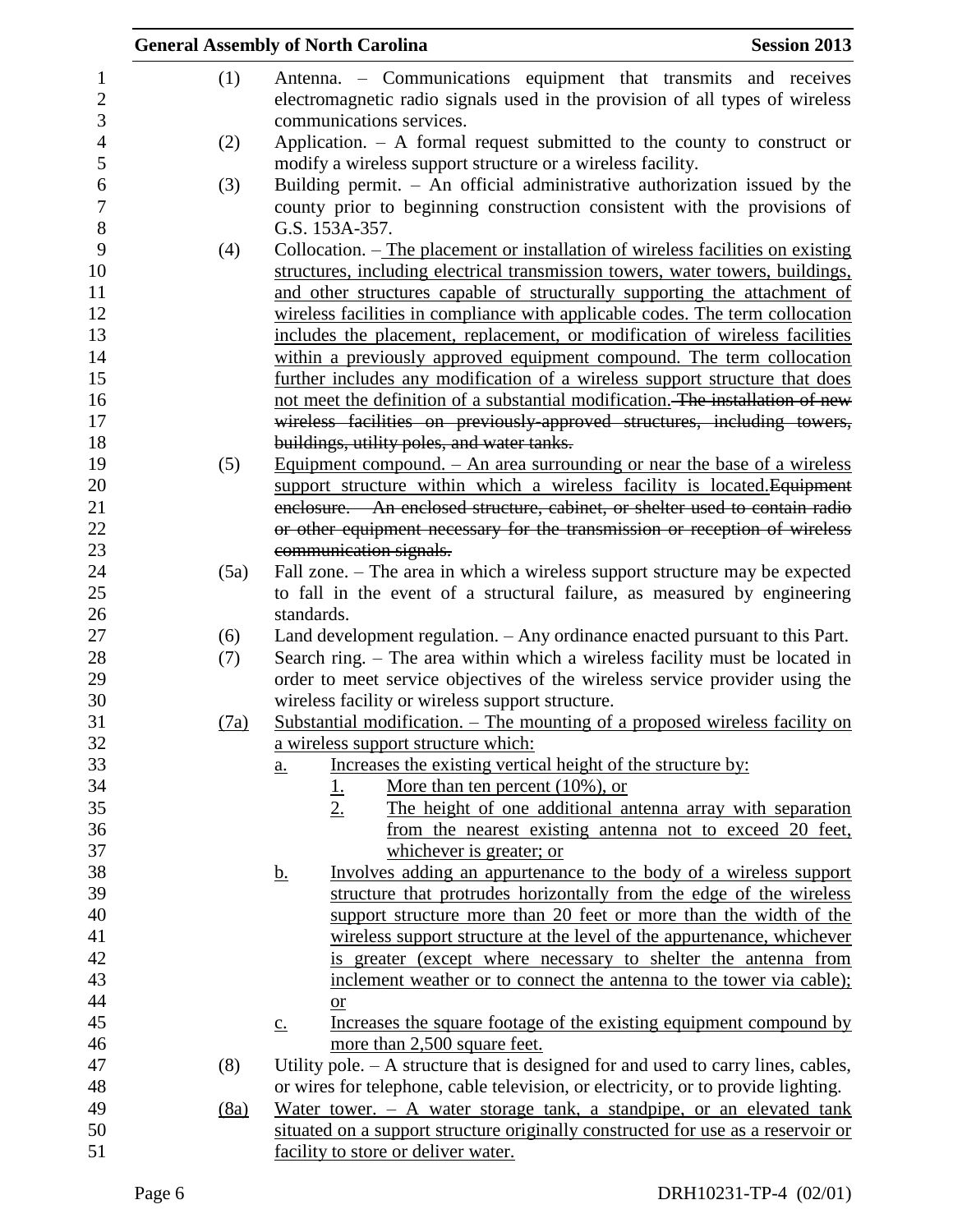(1) Antenna. – Communications equipment that transmits and receives electromagnetic radio signals used in the provision of all types of wireless communications services.

(2) Application. – A formal request submitted to the county to construct or modify a wireless support structure or a wireless facility.

(3) Building permit. – An official administrative authorization issued by the county prior to beginning construction consistent with the provisions of G.S. 153A-357.

(4) Collocation. – <u>The placement or installation of wireless facilities on existing structures, including electrical transmission towers, water towers, buildings, and other structures capable of structurally supporting the attachment of wireless facilities in compliance with applicable codes. The term collocation includes the placement, replacement, or modification of wireless facilities within a previously approved equipment compound. The term collocation further includes any modification of a wireless support structure that does not meet the definition of a substantial modification.</u>~~The installation of new wireless facilities on previously-approved structures, including towers, buildings, utility poles, and water tanks.~~

(5) <u>Equipment compound. – An area surrounding or near the base of a wireless support structure within which a wireless facility is located.</u>~~Equipment enclosure. – An enclosed structure, cabinet, or shelter used to contain radio or other equipment necessary for the transmission or reception of wireless communication signals.~~

(5a) Fall zone. – The area in which a wireless support structure may be expected to fall in the event of a structural failure, as measured by engineering standards.

(6) Land development regulation. – Any ordinance enacted pursuant to this Part.

(7) Search ring. – The area within which a wireless facility must be located in order to meet service objectives of the wireless service provider using the wireless facility or wireless support structure.

<u>(7a)</u> <u>Substantial modification. – The mounting of a proposed wireless facility on a wireless support structure which:</u>

<u>a.</u> <u>Increases the existing vertical height of the structure by:</u>

<u>1.</u> <u>More than ten percent (10%), or</u>

<u>2.</u> <u>The height of one additional antenna array with separation from the nearest existing antenna not to exceed 20 feet, whichever is greater; or</u>

<u>b.</u> <u>Involves adding an appurtenance to the body of a wireless support structure that protrudes horizontally from the edge of the wireless support structure more than 20 feet or more than the width of the wireless support structure at the level of the appurtenance, whichever is greater (except where necessary to shelter the antenna from inclement weather or to connect the antenna to the tower via cable); or</u>

<u>c.</u> <u>Increases the square footage of the existing equipment compound by more than 2,500 square feet.</u>

(8) Utility pole. – A structure that is designed for and used to carry lines, cables, or wires for telephone, cable television, or electricity, or to provide lighting.

<u>(8a)</u> <u>Water tower. – A water storage tank, a standpipe, or an elevated tank situated on a support structure originally constructed for use as a reservoir or facility to store or deliver water.</u>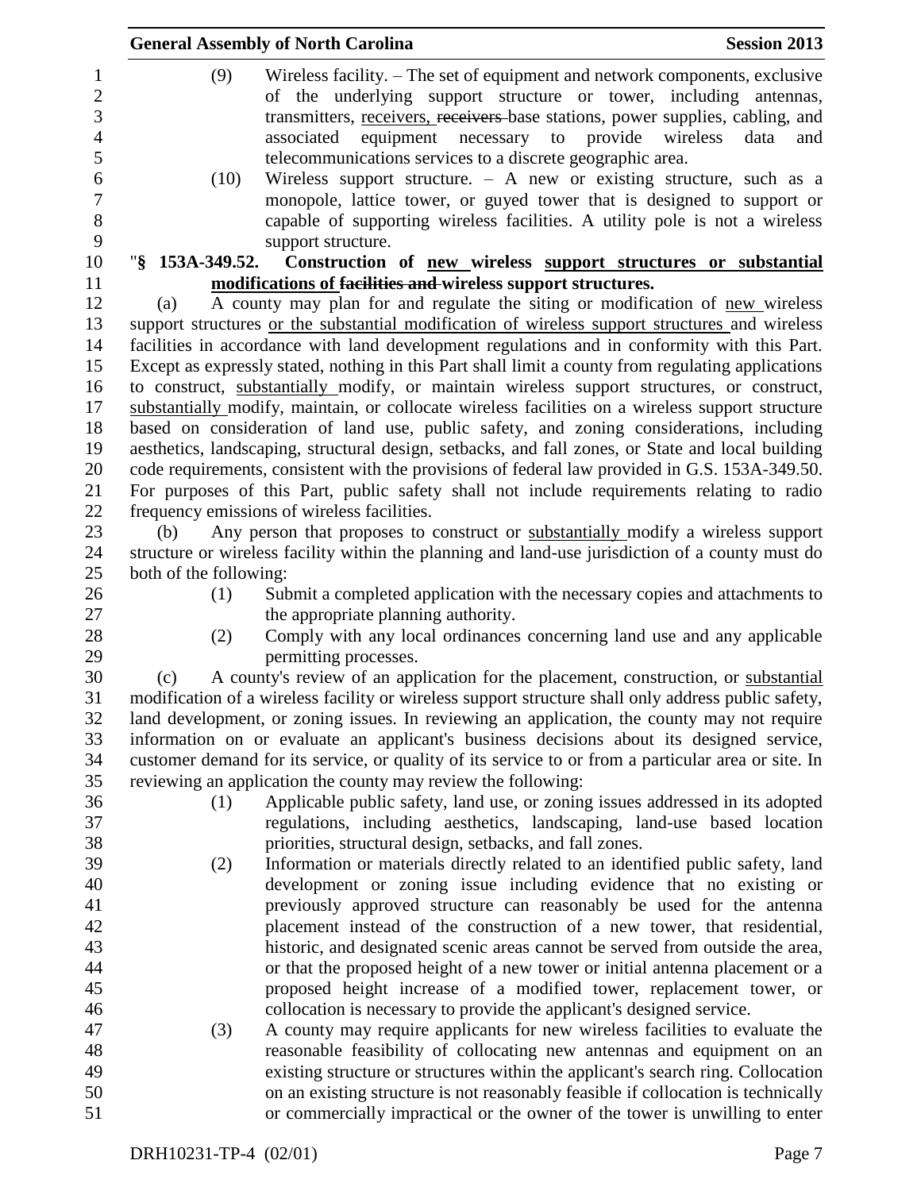(9) Wireless facility. – The set of equipment and network components, exclusive of the underlying support structure or tower, including antennas, transmitters, receivers, ~~receivers~~ base stations, power supplies, cabling, and associated equipment necessary to provide wireless data and telecommunications services to a discrete geographic area.

(10) Wireless support structure. – A new or existing structure, such as a monopole, lattice tower, or guyed tower that is designed to support or capable of supporting wireless facilities. A utility pole is not a wireless support structure.

"**§ 153A-349.52. Construction of new wireless support structures or substantial modifications of ~~facilities and~~ wireless support structures.**

(a) A county may plan for and regulate the siting or modification of new wireless support structures or the substantial modification of wireless support structures and wireless facilities in accordance with land development regulations and in conformity with this Part. Except as expressly stated, nothing in this Part shall limit a county from regulating applications to construct, substantially modify, or maintain wireless support structures, or construct, substantially modify, maintain, or collocate wireless facilities on a wireless support structure based on consideration of land use, public safety, and zoning considerations, including aesthetics, landscaping, structural design, setbacks, and fall zones, or State and local building code requirements, consistent with the provisions of federal law provided in G.S. 153A-349.50. For purposes of this Part, public safety shall not include requirements relating to radio frequency emissions of wireless facilities.

(b) Any person that proposes to construct or substantially modify a wireless support structure or wireless facility within the planning and land-use jurisdiction of a county must do both of the following:

(1) Submit a completed application with the necessary copies and attachments to the appropriate planning authority.

(2) Comply with any local ordinances concerning land use and any applicable permitting processes.

(c) A county's review of an application for the placement, construction, or substantial modification of a wireless facility or wireless support structure shall only address public safety, land development, or zoning issues. In reviewing an application, the county may not require information on or evaluate an applicant's business decisions about its designed service, customer demand for its service, or quality of its service to or from a particular area or site. In reviewing an application the county may review the following:

(1) Applicable public safety, land use, or zoning issues addressed in its adopted regulations, including aesthetics, landscaping, land-use based location priorities, structural design, setbacks, and fall zones.

(2) Information or materials directly related to an identified public safety, land development or zoning issue including evidence that no existing or previously approved structure can reasonably be used for the antenna placement instead of the construction of a new tower, that residential, historic, and designated scenic areas cannot be served from outside the area, or that the proposed height of a new tower or initial antenna placement or a proposed height increase of a modified tower, replacement tower, or collocation is necessary to provide the applicant's designed service.

(3) A county may require applicants for new wireless facilities to evaluate the reasonable feasibility of collocating new antennas and equipment on an existing structure or structures within the applicant's search ring. Collocation on an existing structure is not reasonably feasible if collocation is technically or commercially impractical or the owner of the tower is unwilling to enter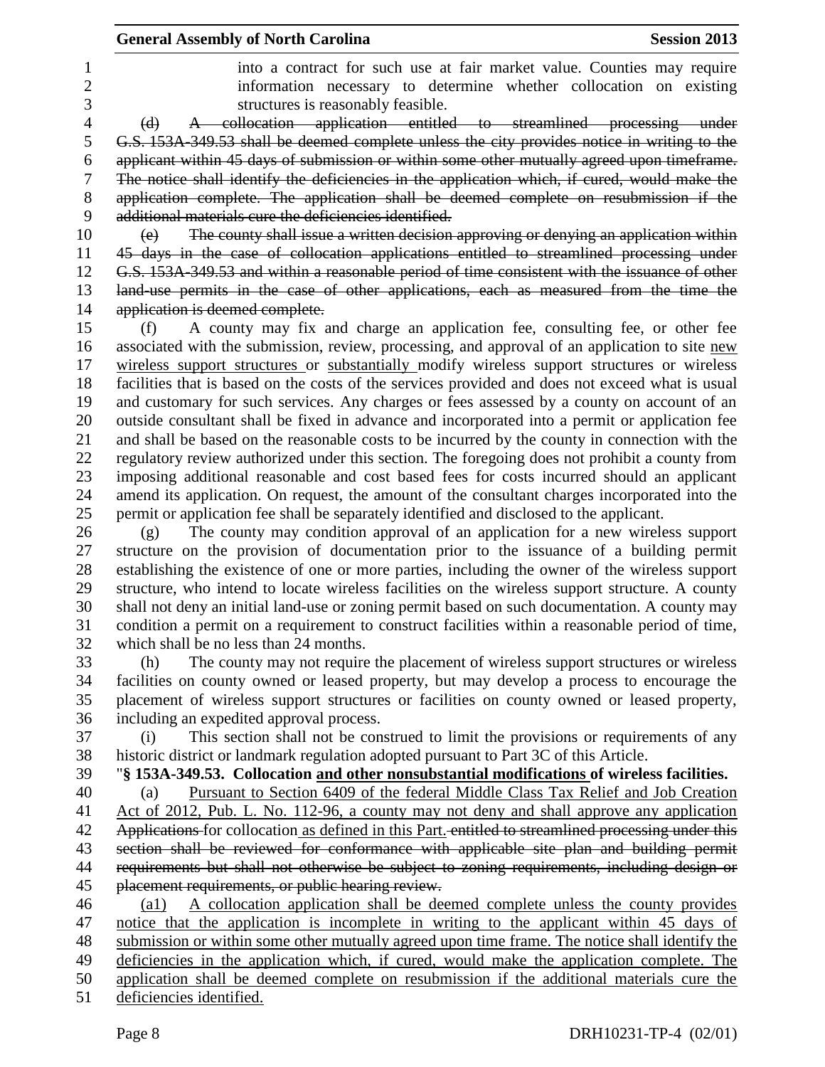into a contract for such use at fair market value. Counties may require information necessary to determine whether collocation on existing structures is reasonably feasible.

~~(d) A collocation application entitled to streamlined processing under G.S. 153A-349.53 shall be deemed complete unless the city provides notice in writing to the applicant within 45 days of submission or within some other mutually agreed upon timeframe. The notice shall identify the deficiencies in the application which, if cured, would make the application complete. The application shall be deemed complete on resubmission if the additional materials cure the deficiencies identified.~~

~~(e) The county shall issue a written decision approving or denying an application within 45 days in the case of collocation applications entitled to streamlined processing under G.S. 153A-349.53 and within a reasonable period of time consistent with the issuance of other land-use permits in the case of other applications, each as measured from the time the application is deemed complete.~~

(f) A county may fix and charge an application fee, consulting fee, or other fee associated with the submission, review, processing, and approval of an application to site <u>new wireless support structures</u> or <u>substantially</u> modify wireless support structures or wireless facilities that is based on the costs of the services provided and does not exceed what is usual and customary for such services. Any charges or fees assessed by a county on account of an outside consultant shall be fixed in advance and incorporated into a permit or application fee and shall be based on the reasonable costs to be incurred by the county in connection with the regulatory review authorized under this section. The foregoing does not prohibit a county from imposing additional reasonable and cost based fees for costs incurred should an applicant amend its application. On request, the amount of the consultant charges incorporated into the permit or application fee shall be separately identified and disclosed to the applicant.

(g) The county may condition approval of an application for a new wireless support structure on the provision of documentation prior to the issuance of a building permit establishing the existence of one or more parties, including the owner of the wireless support structure, who intend to locate wireless facilities on the wireless support structure. A county shall not deny an initial land-use or zoning permit based on such documentation. A county may condition a permit on a requirement to construct facilities within a reasonable period of time, which shall be no less than 24 months.

(h) The county may not require the placement of wireless support structures or wireless facilities on county owned or leased property, but may develop a process to encourage the placement of wireless support structures or facilities on county owned or leased property, including an expedited approval process.

(i) This section shall not be construed to limit the provisions or requirements of any historic district or landmark regulation adopted pursuant to Part 3C of this Article.

"**§ 153A-349.53. Collocation <u>and other nonsubstantial modifications</u> of wireless facilities.**

(a) <u>Pursuant to Section 6409 of the federal Middle Class Tax Relief and Job Creation Act of 2012, Pub. L. No. 112-96, a county may not deny and shall approve any application</u> ~~Applications~~ for collocation <u>as defined in this Part.</u> ~~entitled to streamlined processing under this section shall be reviewed for conformance with applicable site plan and building permit requirements but shall not otherwise be subject to zoning requirements, including design or placement requirements, or public hearing review.~~

<u>(a1) A collocation application shall be deemed complete unless the county provides notice that the application is incomplete in writing to the applicant within 45 days of submission or within some other mutually agreed upon time frame. The notice shall identify the deficiencies in the application which, if cured, would make the application complete. The application shall be deemed complete on resubmission if the additional materials cure the deficiencies identified.</u>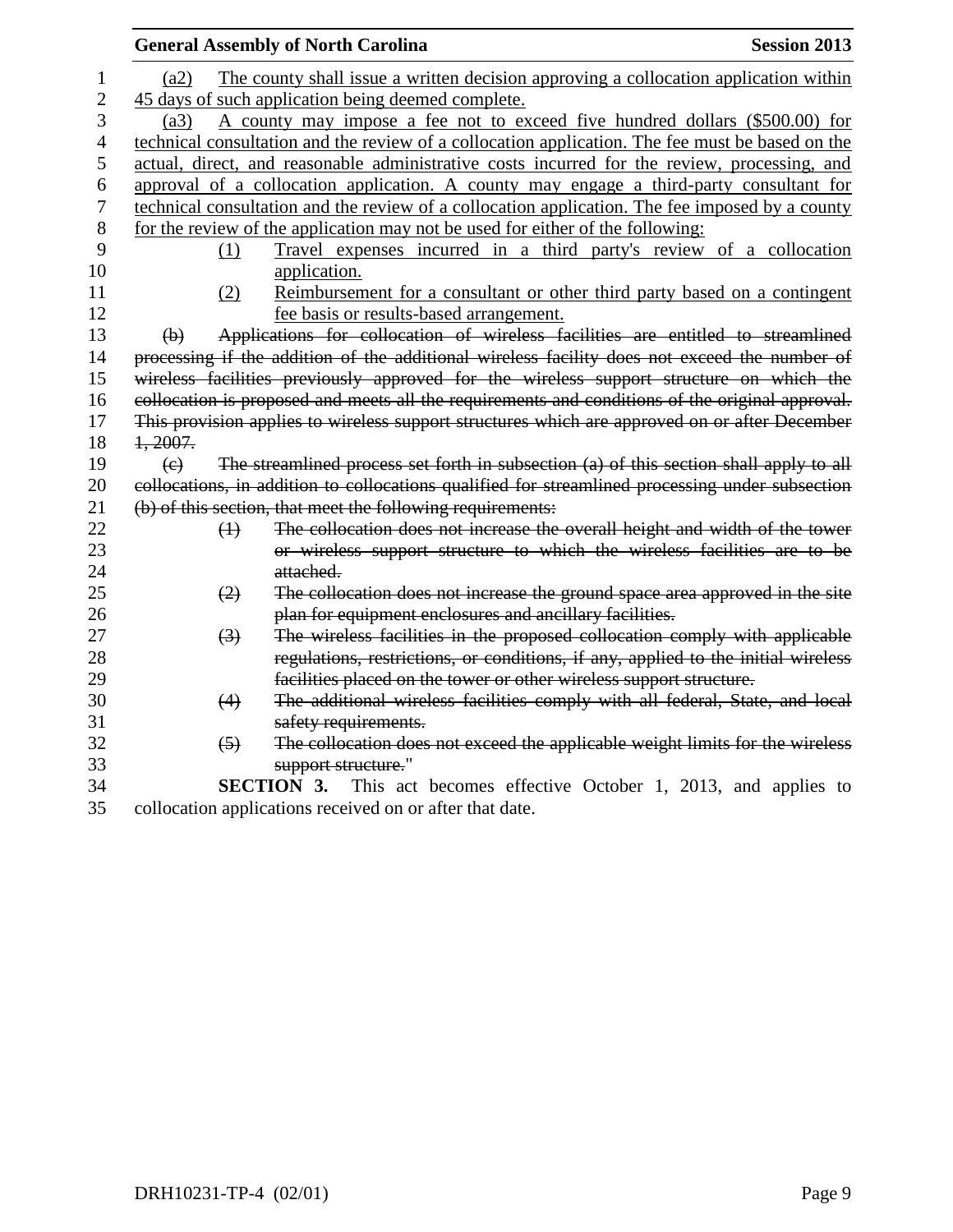(a2) The county shall issue a written decision approving a collocation application within 45 days of such application being deemed complete.

(a3) A county may impose a fee not to exceed five hundred dollars ($500.00) for technical consultation and the review of a collocation application. The fee must be based on the actual, direct, and reasonable administrative costs incurred for the review, processing, and approval of a collocation application. A county may engage a third-party consultant for technical consultation and the review of a collocation application. The fee imposed by a county for the review of the application may not be used for either of the following:

(1) Travel expenses incurred in a third party's review of a collocation application.

(2) Reimbursement for a consultant or other third party based on a contingent fee basis or results-based arrangement.

~~(b) Applications for collocation of wireless facilities are entitled to streamlined processing if the addition of the additional wireless facility does not exceed the number of wireless facilities previously approved for the wireless support structure on which the collocation is proposed and meets all the requirements and conditions of the original approval. This provision applies to wireless support structures which are approved on or after December 1, 2007.~~

~~(c) The streamlined process set forth in subsection (a) of this section shall apply to all collocations, in addition to collocations qualified for streamlined processing under subsection (b) of this section, that meet the following requirements:~~

~~(1) The collocation does not increase the overall height and width of the tower or wireless support structure to which the wireless facilities are to be attached.~~

~~(2) The collocation does not increase the ground space area approved in the site plan for equipment enclosures and ancillary facilities.~~

~~(3) The wireless facilities in the proposed collocation comply with applicable regulations, restrictions, or conditions, if any, applied to the initial wireless facilities placed on the tower or other wireless support structure.~~

~~(4) The additional wireless facilities comply with all federal, State, and local safety requirements.~~

~~(5) The collocation does not exceed the applicable weight limits for the wireless support structure.~~"

**SECTION 3.** This act becomes effective October 1, 2013, and applies to collocation applications received on or after that date.